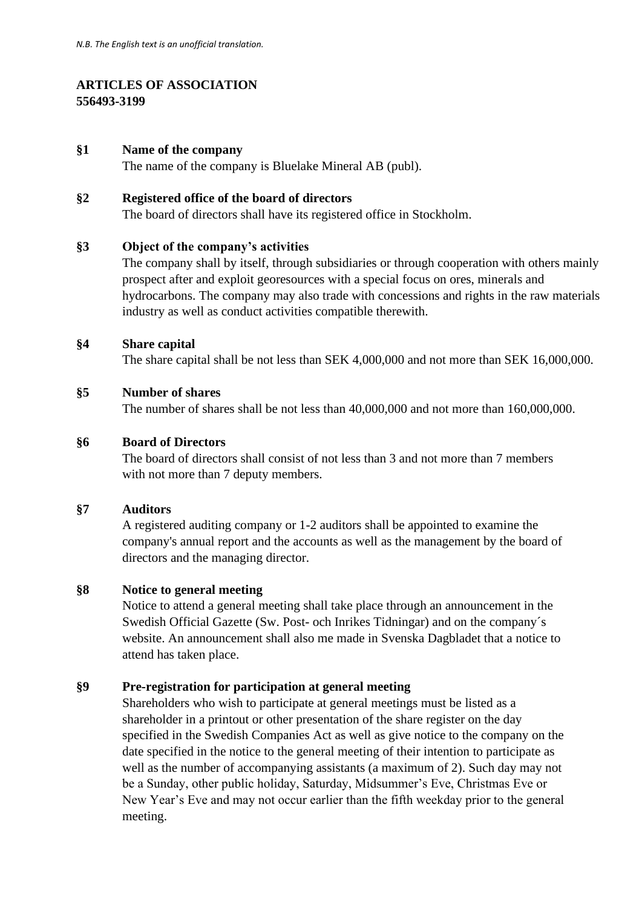*N.B. The English text is an unofficial translation.*

# ARTICLES OF ASSOCIATION
**556493-3199**

## §1 Name of the company

The name of the company is Bluelake Mineral AB (publ).

## §2 Registered office of the board of directors

The board of directors shall have its registered office in Stockholm.

## §3 Object of the company's activities

The company shall by itself, through subsidiaries or through cooperation with others mainly prospect after and exploit georesources with a special focus on ores, minerals and hydrocarbons. The company may also trade with concessions and rights in the raw materials industry as well as conduct activities compatible therewith.

## §4 Share capital

The share capital shall be not less than SEK 4,000,000 and not more than SEK 16,000,000.

## §5 Number of shares

The number of shares shall be not less than 40,000,000 and not more than 160,000,000.

## §6 Board of Directors

The board of directors shall consist of not less than 3 and not more than 7 members with not more than 7 deputy members.

## §7 Auditors

A registered auditing company or 1-2 auditors shall be appointed to examine the company's annual report and the accounts as well as the management by the board of directors and the managing director.

## §8 Notice to general meeting

Notice to attend a general meeting shall take place through an announcement in the Swedish Official Gazette (Sw. Post- och Inrikes Tidningar) and on the company´s website. An announcement shall also me made in Svenska Dagbladet that a notice to attend has taken place.

## §9 Pre-registration for participation at general meeting

Shareholders who wish to participate at general meetings must be listed as a shareholder in a printout or other presentation of the share register on the day specified in the Swedish Companies Act as well as give notice to the company on the date specified in the notice to the general meeting of their intention to participate as well as the number of accompanying assistants (a maximum of 2). Such day may not be a Sunday, other public holiday, Saturday, Midsummer's Eve, Christmas Eve or New Year's Eve and may not occur earlier than the fifth weekday prior to the general meeting.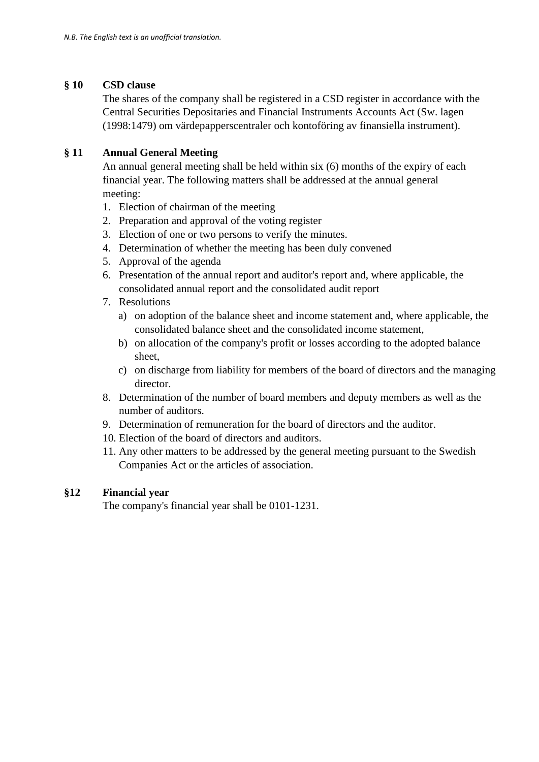## § 10 CSD clause

The shares of the company shall be registered in a CSD register in accordance with the Central Securities Depositaries and Financial Instruments Accounts Act (Sw. lagen (1998:1479) om värdepapperscentraler och kontoföring av finansiella instrument).

## § 11 Annual General Meeting

An annual general meeting shall be held within six (6) months of the expiry of each financial year. The following matters shall be addressed at the annual general meeting:

1. Election of chairman of the meeting
2. Preparation and approval of the voting register
3. Election of one or two persons to verify the minutes.
4. Determination of whether the meeting has been duly convened
5. Approval of the agenda
6. Presentation of the annual report and auditor's report and, where applicable, the consolidated annual report and the consolidated audit report
7. Resolutions
   a) on adoption of the balance sheet and income statement and, where applicable, the consolidated balance sheet and the consolidated income statement,
   b) on allocation of the company's profit or losses according to the adopted balance sheet,
   c) on discharge from liability for members of the board of directors and the managing director.
8. Determination of the number of board members and deputy members as well as the number of auditors.
9. Determination of remuneration for the board of directors and the auditor.
10. Election of the board of directors and auditors.
11. Any other matters to be addressed by the general meeting pursuant to the Swedish Companies Act or the articles of association.

## §12 Financial year

The company's financial year shall be 0101-1231.